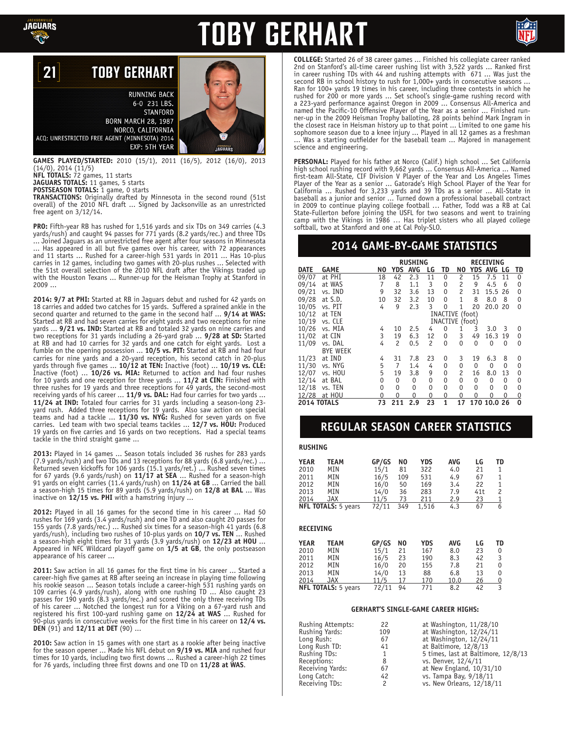# TOBY GERHART

## 21 TOBY GERHART

RUNNING BACK
6-0 231 LBS.
STANFORD
BORN MARCH 28, 1987
NORCO, CALIFORNIA
ACQ: UNRESTRICTED FREE AGENT (MINNESOTA) 2014
EXP: 5TH YEAR

**GAMES PLAYED/STARTED:** 2010 (15/1), 2011 (16/5), 2012 (16/0), 2013 (14/0), 2014 (11/5)
**NFL TOTALS:** 72 games, 11 starts
**JAGUARS TOTALS:** 11 games, 5 starts
**POSTSEASON TOTALS:** 1 game, 0 starts
**TRANSACTIONS:** Originally drafted by Minnesota in the second round (51st overall) of the 2010 NFL draft ... Signed by Jacksonville as an unrestricted free agent on 3/12/14.

**PRO:** Fifth-year RB has rushed for 1,516 yards and six TDs on 349 carries (4.3 yards/rush) and caught 94 passes for 771 yards (8.2 yards/rec.) and three TDs ... Joined Jaguars as an unrestricted free agent after four seasons in Minnesota ... Has appeared in all but five games over his career, with 72 appearances and 11 starts ... Rushed for a career-high 531 yards in 2011 ... Has 10-plus carries in 12 games, including two games with 20-plus rushes ... Selected with the 51st overall selection of the 2010 NFL draft after the Vikings traded up with the Houston Texans ... Runner-up for the Heisman Trophy at Stanford in 2009 ...

**2014: 9/7 at PHI:** Started at RB in Jaguars debut and rushed for 42 yards on 18 carries and added two catches for 15 yards. Suffered a sprained ankle in the second quarter and returned to the game in the second half ... **9/14 at WAS:** Started at RB and had seven carries for eight yards and two receptions for nine yards ... **9/21 vs. IND:** Started at RB and totaled 32 yards on nine carries and two receptions for 31 yards including a 26-yard grab ... **9/28 at SD:** Started at RB and had 10 carries for 32 yards and one catch for eight yards. Lost a fumble on the opening possession ... **10/5 vs. PIT:** Started at RB and had four carries for nine yards and a 20-yard reception, his second catch in 20-plus yards through five games ... **10/12 at TEN:** Inactive (foot) ... **10/19 vs. CLE:** Inactive (foot) ... **10/26 vs. MIA:** Returned to action and had four rushes for 10 yards and one reception for three yards ... **11/2 at CIN:** Finished with three rushes for 19 yards and three receptions for 49 yards, the second-most receiving yards of his career ... **11/9 vs. DAL:** Had four carries for two yards ... **11/24 at IND:** Totaled four carries for 31 yards including a season-long 23-yard rush. Added three receptions for 19 yards. Also saw action on special teams and had a tackle ... **11/30 vs. NYG:** Rushed for seven yards on five carries. Led team with two special teams tackles ... **12/7 vs. HOU:** Produced 19 yards on five carries and 16 yards on two receptions. Had a special teams tackle in the third straight game ...

**2013:** Played in 14 games ... Season totals included 36 rushes for 283 yards (7.9 yards/rush) and two TDs and 13 receptions for 88 yards (6.8 yards/rec.) ... Returned seven kickoffs for 106 yards (15.1 yards/ret.) ... Rushed seven times for 67 yards (9.6 yards/rush) on **11/17 at SEA** ... Rushed for a season-high 91 yards on eight carries (11.4 yards/rush) on **11/24 at GB** ... Carried the ball a season-high 15 times for 89 yards (5.9 yards/rush) on **12/8 at BAL** ... Was inactive on **12/15 vs. PHI** with a hamstring injury ...

**2012:** Played in all 16 games for the second time in his career ... Had 50 rushes for 169 yards (3.4 yards/rush) and one TD and also caught 20 passes for 155 yards (7.8 yards/rec.) ... Rushed six times for a season-high 41 yards (6.8 yards/rush), including two rushes of 10-plus yards on **10/7 vs. TEN** ... Rushed a season-high eight times for 31 yards (3.9 yards/rush) on **12/23 at HOU** ... Appeared in NFC Wildcard playoff game on **1/5 at GB**, the only postseason appearance of his career ...

**2011:** Saw action in all 16 games for the first time in his career ... Started a career-high five games at RB after seeing an increase in playing time following his rookie season ... Season totals include a career-high 531 rushing yards on 109 carries (4.9 yards/rush), along with one rushing TD ... Also caught 23 passes for 190 yards (8.3 yards/rec.) and scored the only three receiving TDs of his career ... Notched the longest run for a Viking on a 67-yard rush and registered his first 100-yard rushing game on **12/24 at WAS** ... Rushed for 90-plus yards in consecutive weeks for the first time in his career on **12/4 vs. DEN** (91) and **12/11 at DET** (90) ...

**2010:** Saw action in 15 games with one start as a rookie after being inactive for the season opener ... Made his NFL debut on **9/19 vs. MIA** and rushed four times for 10 yards, including two first downs ... Rushed a career-high 22 times for 76 yards, including three first downs and one TD on **11/28 at WAS**.

**COLLEGE:** Started 26 of 38 career games ... Finished his collegiate career ranked 2nd on Stanford's all-time career rushing list with 3,522 yards ... Ranked first in career rushing TDs with 44 and rushing attempts with 671 ... Was just the second RB in school history to rush for 1,000+ yards in consecutive seasons ... Ran for 100+ yards 19 times in his career, including three contests in which he rushed for 200 or more yards ... Set school's single-game rushing record with a 223-yard performance against Oregon in 2009 ... Consensus All-America and named the Pacific-10 Offensive Player of the Year as a senior ... Finished runner-up in the 2009 Heisman Trophy balloting, 28 points behind Mark Ingram in the closest race in Heisman history up to that point ... Limited to one game his sophomore season due to a knee injury ... Played in all 12 games as a freshman ... Was a starting outfielder for the baseball team ... Majored in management science and engineering.

**PERSONAL:** Played for his father at Norco (Calif.) high school ... Set California high school rushing record with 9,662 yards ... Consensus All-America ... Named first-team All-State, CIF Division V Player of the Year and Los Angeles Times Player of the Year as a senior ... Gatorade's High School Player of the Year for California ... Rushed for 3,233 yards and 39 TDs as a senior ... All-State in baseball as a junior and senior ... Turned down a professional baseball contract in 2009 to continue playing college football ... Father, Todd was a RB at Cal State-Fullerton before joining the USFL for two seasons and went to training camp with the Vikings in 1986 ... Has triplet sisters who all played college softball, two at Stanford and one at Cal Poly-SLO.

## 2014 GAME-BY-GAME STATISTICS

| | | RUSHING | | | | | RECEIVING | | | | |
|---|---|---|---|---|---|---|---|---|---|---|---|
| DATE | GAME | NO | YDS | AVG | LG | TD | NO | YDS | AVG | LG | TD |
| 09/07 | at PHI | 18 | 42 | 2.3 | 11 | 0 | 2 | 15 | 7.5 | 11 | 0 |
| 09/14 | at WAS | 7 | 8 | 1.1 | 3 | 0 | 2 | 9 | 4.5 | 6 | 0 |
| 09/21 | vs. IND | 9 | 32 | 3.6 | 13 | 0 | 2 | 31 | 15.5 | 26 | 0 |
| 09/28 | at S.D. | 10 | 32 | 3.2 | 10 | 0 | 1 | 8 | 8.0 | 8 | 0 |
| 10/05 | vs. PIT | 4 | 9 | 2.3 | 3 | 0 | 1 | 20 | 20.0 | 20 | 0 |
| 10/12 | at TEN | INACTIVE (foot) | | | | | | | | | |
| 10/19 | vs. CLE | INACTIVE (foot) | | | | | | | | | |
| 10/26 | vs. MIA | 4 | 10 | 2.5 | 4 | 0 | 1 | 3 | 3.0 | 3 | 0 |
| 11/02 | at CIN | 3 | 19 | 6.3 | 12 | 0 | 3 | 49 | 16.3 | 19 | 0 |
| 11/09 | vs. DAL | 4 | 2 | 0.5 | 2 | 0 | 0 | 0 | 0 | 0 | 0 |
| | BYE WEEK | | | | | | | | | | |
| 11/23 | at IND | 4 | 31 | 7.8 | 23 | 0 | 3 | 19 | 6.3 | 8 | 0 |
| 11/30 | vs. NYG | 5 | 7 | 1.4 | 4 | 0 | 0 | 0 | 0 | 0 | 0 |
| 12/07 | vs. HOU | 5 | 19 | 3.8 | 9 | 0 | 2 | 16 | 8.0 | 13 | 0 |
| 12/14 | at BAL | 0 | 0 | 0 | 0 | 0 | 0 | 0 | 0 | 0 | 0 |
| 12/18 | vs. TEN | 0 | 0 | 0 | 0 | 0 | 0 | 0 | 0 | 0 | 0 |
| 12/28 | at HOU | 0 | 0 | 0 | 0 | 0 | 0 | 0 | 0 | 0 | 0 |
| **2014 TOTALS** | | 73 | 211 | 2.9 | 23 | 1 | 17 | 170 | 10.0 | 26 | 0 |

## REGULAR SEASON CAREER STATISTICS

### RUSHING

| YEAR | TEAM | GP/GS | NO | YDS | AVG | LG | TD |
|---|---|---|---|---|---|---|---|
| 2010 | MIN | 15/1 | 81 | 322 | 4.0 | 21 | 1 |
| 2011 | MIN | 16/5 | 109 | 531 | 4.9 | 67 | 1 |
| 2012 | MIN | 16/0 | 50 | 169 | 3.4 | 22 | 1 |
| 2013 | MIN | 14/0 | 36 | 283 | 7.9 | 41t | 2 |
| 2014 | JAX | 11/5 | 73 | 211 | 2.9 | 23 | 1 |
| **NFL TOTALS:** 5 years | | 72/11 | 349 | 1,516 | 4.3 | 67 | 6 |

### RECEIVING

| YEAR | TEAM | GP/GS | NO | YDS | AVG | LG | TD |
|---|---|---|---|---|---|---|---|
| 2010 | MIN | 15/1 | 21 | 167 | 8.0 | 23 | 0 |
| 2011 | MIN | 16/5 | 23 | 190 | 8.3 | 42 | 3 |
| 2012 | MIN | 16/0 | 20 | 155 | 7.8 | 21 | 0 |
| 2013 | MIN | 14/0 | 13 | 88 | 6.8 | 13 | 0 |
| 2014 | JAX | 11/5 | 17 | 170 | 10.0 | 26 | 0 |
| **NFL TOTALS:** 5 years | | 72/11 | 94 | 771 | 8.2 | 42 | 3 |

### GERHART'S SINGLE-GAME CAREER HIGHS:

| | | |
|---|---|---|
| Rushing Attempts: | 22 | at Washington, 11/28/10 |
| Rushing Yards: | 109 | at Washington, 12/24/11 |
| Long Rush: | 67 | at Washington, 12/24/11 |
| Long Rush TD: | 41 | at Baltimore, 12/8/13 |
| Rushing TDs: | 1 | 5 times, last at Baltimore, 12/8/13 |
| Receptions: | 8 | vs. Denver, 12/4/11 |
| Receiving Yards: | 67 | at New England, 10/31/10 |
| Long Catch: | 42 | vs. Tampa Bay, 9/18/11 |
| Receiving TDs: | 2 | vs. New Orleans, 12/18/11 |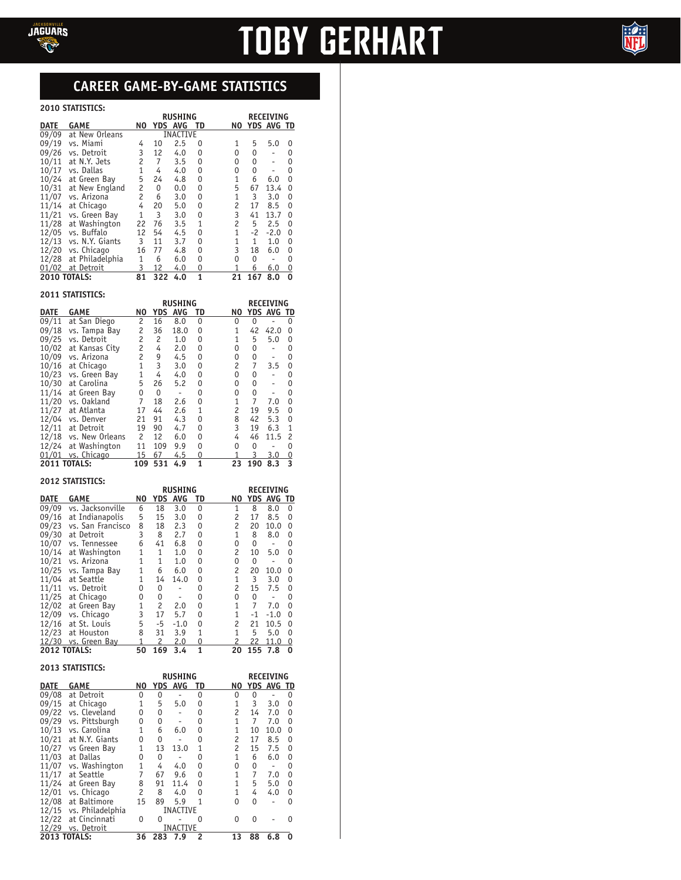# TOBY GERHART

## CAREER GAME-BY-GAME STATISTICS

### 2010 STATISTICS:

| | | RUSHING | | | | RECEIVING | | | |
|---|---|---|---|---|---|---|---|---|---|
| DATE | GAME | NO | YDS | AVG | TD | NO | YDS | AVG | TD |
| 09/09 | at New Orleans | | | INACTIVE | | | | | |
| 09/19 | vs. Miami | 4 | 10 | 2.5 | 0 | 1 | 5 | 5.0 | 0 |
| 09/26 | vs. Detroit | 3 | 12 | 4.0 | 0 | 0 | 0 | - | 0 |
| 10/11 | at N.Y. Jets | 2 | 7 | 3.5 | 0 | 0 | 0 | - | 0 |
| 10/17 | vs. Dallas | 1 | 4 | 4.0 | 0 | 0 | 0 | - | 0 |
| 10/24 | at Green Bay | 5 | 24 | 4.8 | 0 | 1 | 6 | 6.0 | 0 |
| 10/31 | at New England | 2 | 0 | 0.0 | 0 | 5 | 67 | 13.4 | 0 |
| 11/07 | vs. Arizona | 2 | 6 | 3.0 | 0 | 1 | 3 | 3.0 | 0 |
| 11/14 | at Chicago | 4 | 20 | 5.0 | 0 | 2 | 17 | 8.5 | 0 |
| 11/21 | vs. Green Bay | 1 | 3 | 3.0 | 0 | 3 | 41 | 13.7 | 0 |
| 11/28 | at Washington | 22 | 76 | 3.5 | 1 | 2 | 5 | 2.5 | 0 |
| 12/05 | vs. Buffalo | 12 | 54 | 4.5 | 0 | 1 | -2 | -2.0 | 0 |
| 12/13 | vs. N.Y. Giants | 3 | 11 | 3.7 | 0 | 1 | 1 | 1.0 | 0 |
| 12/20 | vs. Chicago | 16 | 77 | 4.8 | 0 | 3 | 18 | 6.0 | 0 |
| 12/28 | at Philadelphia | 1 | 6 | 6.0 | 0 | 0 | 0 | - | 0 |
| 01/02 | at Detroit | 3 | 12 | 4.0 | 0 | 1 | 6 | 6.0 | 0 |
| **2010 TOTALS:** | | **81** | **322** | **4.0** | **1** | **21** | **167** | **8.0** | **0** |

### 2011 STATISTICS:

| | | RUSHING | | | | RECEIVING | | | |
|---|---|---|---|---|---|---|---|---|---|
| DATE | GAME | NO | YDS | AVG | TD | NO | YDS | AVG | TD |
| 09/11 | at San Diego | 2 | 16 | 8.0 | 0 | 0 | 0 | - | 0 |
| 09/18 | vs. Tampa Bay | 2 | 36 | 18.0 | 0 | 1 | 42 | 42.0 | 0 |
| 09/25 | vs. Detroit | 2 | 2 | 1.0 | 0 | 1 | 5 | 5.0 | 0 |
| 10/02 | at Kansas City | 2 | 4 | 2.0 | 0 | 0 | 0 | - | 0 |
| 10/09 | vs. Arizona | 2 | 9 | 4.5 | 0 | 0 | 0 | - | 0 |
| 10/16 | at Chicago | 1 | 3 | 3.0 | 0 | 2 | 7 | 3.5 | 0 |
| 10/23 | vs. Green Bay | 1 | 4 | 4.0 | 0 | 0 | 0 | - | 0 |
| 10/30 | at Carolina | 5 | 26 | 5.2 | 0 | 0 | 0 | - | 0 |
| 11/14 | at Green Bay | 0 | 0 | - | 0 | 0 | 0 | - | 0 |
| 11/20 | vs. Oakland | 7 | 18 | 2.6 | 0 | 1 | 7 | 7.0 | 0 |
| 11/27 | at Atlanta | 17 | 44 | 2.6 | 1 | 2 | 19 | 9.5 | 0 |
| 12/04 | vs. Denver | 21 | 91 | 4.3 | 0 | 8 | 42 | 5.3 | 0 |
| 12/11 | at Detroit | 19 | 90 | 4.7 | 0 | 3 | 19 | 6.3 | 1 |
| 12/18 | vs. New Orleans | 2 | 12 | 6.0 | 0 | 4 | 46 | 11.5 | 2 |
| 12/24 | at Washington | 11 | 109 | 9.9 | 0 | 0 | 0 | - | 0 |
| 01/01 | vs. Chicago | 15 | 67 | 4.5 | 0 | 1 | 3 | 3.0 | 0 |
| **2011 TOTALS:** | | **109** | **531** | **4.9** | **1** | **23** | **190** | **8.3** | **3** |

### 2012 STATISTICS:

| | | RUSHING | | | | RECEIVING | | | |
|---|---|---|---|---|---|---|---|---|---|
| DATE | GAME | NO | YDS | AVG | TD | NO | YDS | AVG | TD |
| 09/09 | vs. Jacksonville | 6 | 18 | 3.0 | 0 | 1 | 8 | 8.0 | 0 |
| 09/16 | at Indianapolis | 5 | 15 | 3.0 | 0 | 2 | 17 | 8.5 | 0 |
| 09/23 | vs. San Francisco | 8 | 18 | 2.3 | 0 | 2 | 20 | 10.0 | 0 |
| 09/30 | at Detroit | 3 | 8 | 2.7 | 0 | 1 | 8 | 8.0 | 0 |
| 10/07 | vs. Tennessee | 6 | 41 | 6.8 | 0 | 0 | 0 | - | 0 |
| 10/14 | at Washington | 1 | 1 | 1.0 | 0 | 2 | 10 | 5.0 | 0 |
| 10/21 | vs. Arizona | 1 | 1 | 1.0 | 0 | 0 | 0 | - | 0 |
| 10/25 | vs. Tampa Bay | 1 | 6 | 6.0 | 0 | 2 | 20 | 10.0 | 0 |
| 11/04 | at Seattle | 1 | 14 | 14.0 | 0 | 1 | 3 | 3.0 | 0 |
| 11/11 | vs. Detroit | 0 | 0 | - | 0 | 2 | 15 | 7.5 | 0 |
| 11/25 | at Chicago | 0 | 0 | - | 0 | 0 | 0 | - | 0 |
| 12/02 | at Green Bay | 1 | 2 | 2.0 | 0 | 1 | 7 | 7.0 | 0 |
| 12/09 | vs. Chicago | 3 | 17 | 5.7 | 0 | 1 | -1 | -1.0 | 0 |
| 12/16 | at St. Louis | 5 | -5 | -1.0 | 0 | 2 | 21 | 10.5 | 0 |
| 12/23 | at Houston | 8 | 31 | 3.9 | 1 | 1 | 5 | 5.0 | 0 |
| 12/30 | vs. Green Bay | 1 | 2 | 2.0 | 0 | 2 | 22 | 11.0 | 0 |
| **2012 TOTALS:** | | **50** | **169** | **3.4** | **1** | **20** | **155** | **7.8** | **0** |

### 2013 STATISTICS:

| | | RUSHING | | | | RECEIVING | | | |
|---|---|---|---|---|---|---|---|---|---|
| DATE | GAME | NO | YDS | AVG | TD | NO | YDS | AVG | TD |
| 09/08 | at Detroit | 0 | 0 | - | 0 | 0 | 0 | - | 0 |
| 09/15 | at Chicago | 1 | 5 | 5.0 | 0 | 1 | 3 | 3.0 | 0 |
| 09/22 | vs. Cleveland | 0 | 0 | - | 0 | 2 | 14 | 7.0 | 0 |
| 09/29 | vs. Pittsburgh | 0 | 0 | - | 0 | 1 | 7 | 7.0 | 0 |
| 10/13 | vs. Carolina | 1 | 6 | 6.0 | 0 | 1 | 10 | 10.0 | 0 |
| 10/21 | at N.Y. Giants | 0 | 0 | - | 0 | 2 | 17 | 8.5 | 0 |
| 10/27 | vs Green Bay | 1 | 13 | 13.0 | 1 | 2 | 15 | 7.5 | 0 |
| 11/03 | at Dallas | 0 | 0 | - | 0 | 1 | 6 | 6.0 | 0 |
| 11/07 | vs. Washington | 1 | 4 | 4.0 | 0 | 0 | 0 | - | 0 |
| 11/17 | at Seattle | 7 | 67 | 9.6 | 0 | 1 | 7 | 7.0 | 0 |
| 11/24 | at Green Bay | 8 | 91 | 11.4 | 0 | 1 | 5 | 5.0 | 0 |
| 12/01 | vs. Chicago | 2 | 8 | 4.0 | 0 | 1 | 4 | 4.0 | 0 |
| 12/08 | at Baltimore | 15 | 89 | 5.9 | 1 | 0 | 0 | - | 0 |
| 12/15 | vs. Philadelphia | | | INACTIVE | | | | | |
| 12/22 | at Cincinnati | 0 | 0 | - | 0 | 0 | 0 | - | 0 |
| 12/29 | vs. Detroit | | | INACTIVE | | | | | |
| **2013 TOTALS:** | | **36** | **283** | **7.9** | **2** | **13** | **88** | **6.8** | **0** |